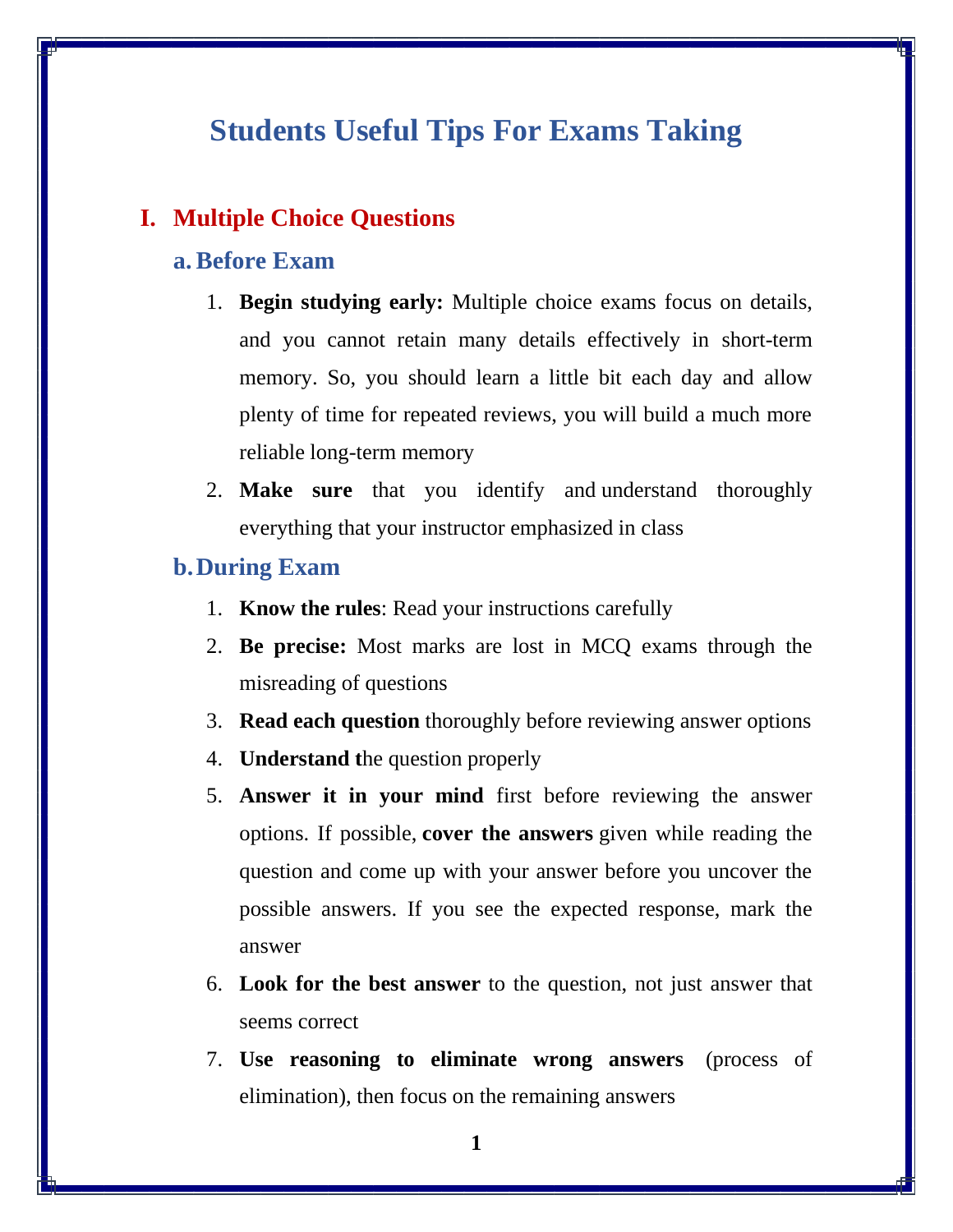# Students Useful Tips For Exams Taking

## I. Multiple Choice Questions

### a. Before Exam

1. **Begin studying early:** Multiple choice exams focus on details, and you cannot retain many details effectively in short-term memory. So, you should learn a little bit each day and allow plenty of time for repeated reviews, you will build a much more reliable long-term memory
2. **Make sure** that you identify and understand thoroughly everything that your instructor emphasized in class

### b. During Exam

1. **Know the rules**: Read your instructions carefully
2. **Be precise:** Most marks are lost in MCQ exams through the misreading of questions
3. **Read each question** thoroughly before reviewing answer options
4. **Understand t**he question properly
5. **Answer it in your mind** first before reviewing the answer options. If possible, **cover the answers** given while reading the question and come up with your answer before you uncover the possible answers. If you see the expected response, mark the answer
6. **Look for the best answer** to the question, not just answer that seems correct
7. **Use reasoning to eliminate wrong answers** (process of elimination), then focus on the remaining answers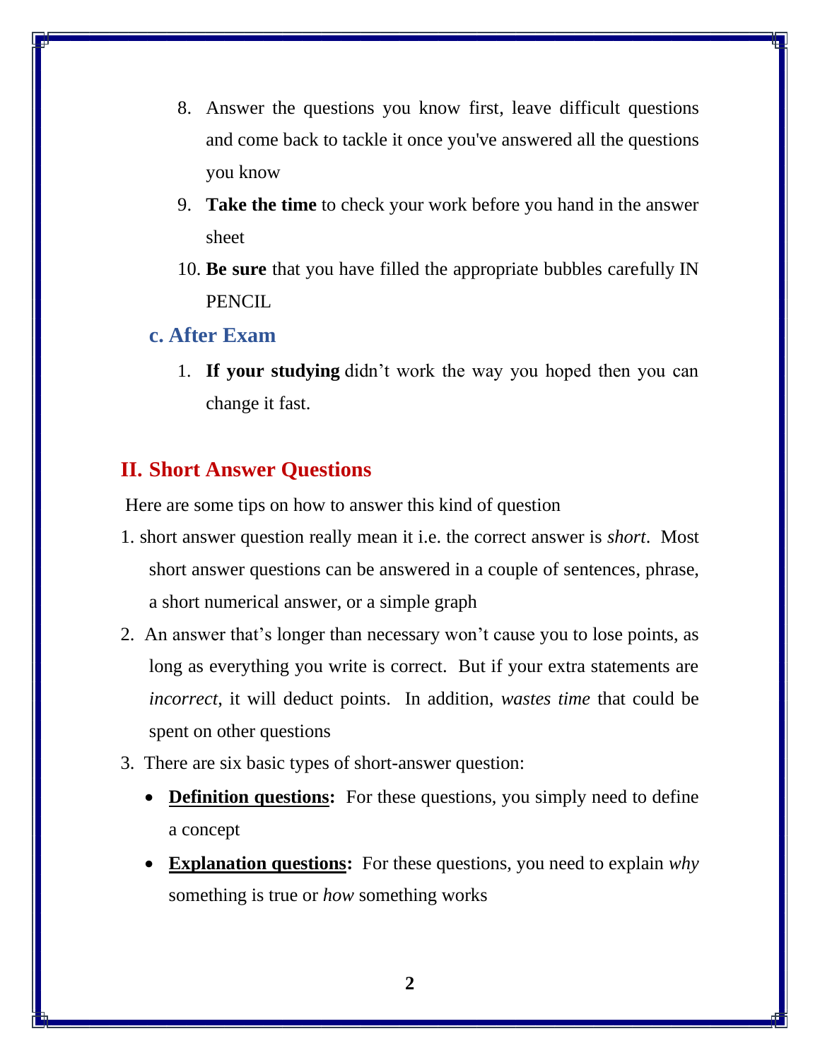8. Answer the questions you know first, leave difficult questions and come back to tackle it once you've answered all the questions you know
9. **Take the time** to check your work before you hand in the answer sheet
10. **Be sure** that you have filled the appropriate bubbles carefully IN PENCIL

### c. After Exam

1. **If your studying** didn't work the way you hoped then you can change it fast.

## II. Short Answer Questions

Here are some tips on how to answer this kind of question

1. short answer question really mean it i.e. the correct answer is *short*. Most short answer questions can be answered in a couple of sentences, phrase, a short numerical answer, or a simple graph
2. An answer that's longer than necessary won't cause you to lose points, as long as everything you write is correct. But if your extra statements are *incorrect*, it will deduct points. In addition, *wastes time* that could be spent on other questions
3. There are six basic types of short-answer question:
   - **Definition questions:** For these questions, you simply need to define a concept
   - **Explanation questions:** For these questions, you need to explain *why* something is true or *how* something works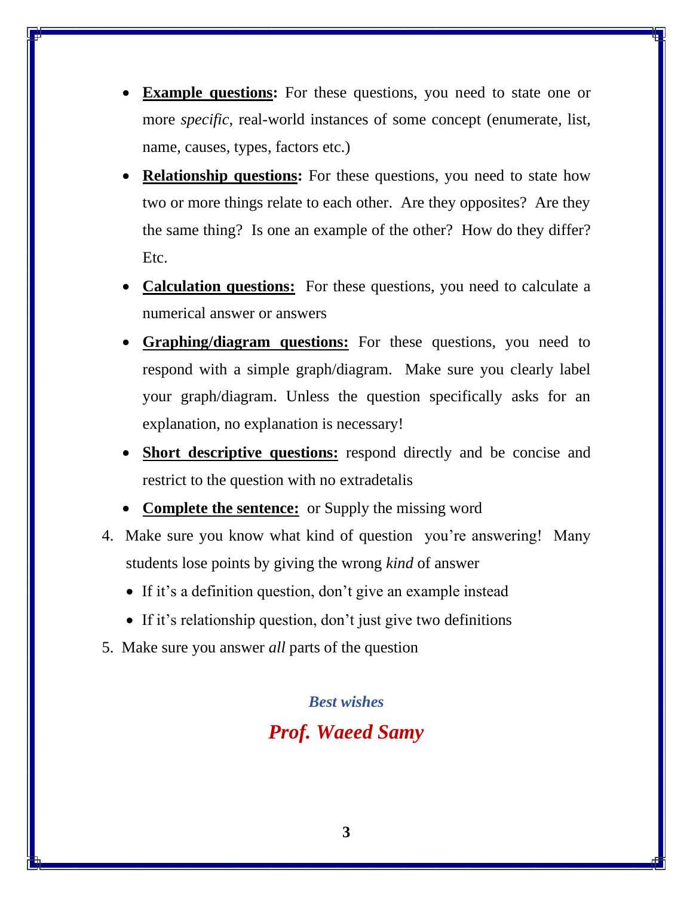- **Example questions:** For these questions, you need to state one or more *specific*, real-world instances of some concept (enumerate, list, name, causes, types, factors etc.)
- **Relationship questions:** For these questions, you need to state how two or more things relate to each other. Are they opposites? Are they the same thing? Is one an example of the other? How do they differ? Etc.
- **Calculation questions:** For these questions, you need to calculate a numerical answer or answers
- **Graphing/diagram questions:** For these questions, you need to respond with a simple graph/diagram. Make sure you clearly label your graph/diagram. Unless the question specifically asks for an explanation, no explanation is necessary!
- **Short descriptive questions:** respond directly and be concise and restrict to the question with no extradetalis
- **Complete the sentence:** or Supply the missing word

4. Make sure you know what kind of question you're answering! Many students lose points by giving the wrong *kind* of answer
   - If it's a definition question, don't give an example instead
   - If it's relationship question, don't just give two definitions
5. Make sure you answer *all* parts of the question

***Best wishes***

***Prof. Waeed Samy***